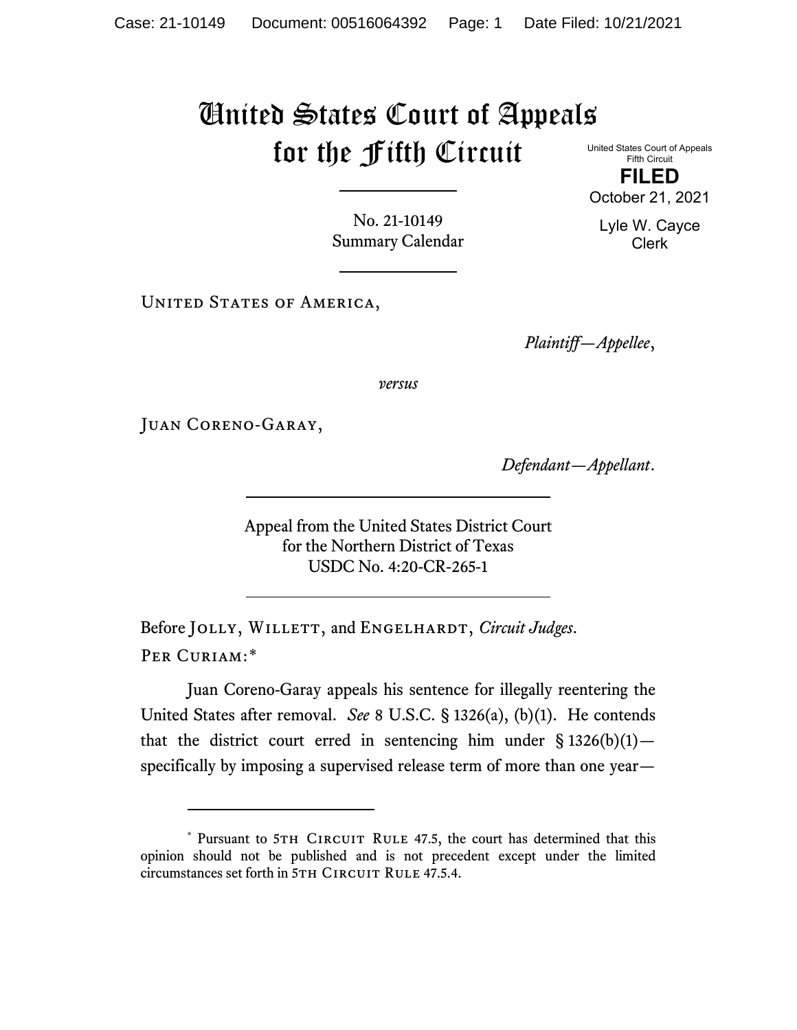# United States Court of Appeals for the Fifth Circuit

United States Court of Appeals
Fifth Circuit

**FILED**

October 21, 2021

Lyle W. Cayce
Clerk

No. 21-10149
Summary Calendar

United States of America,

*Plaintiff—Appellee*,

*versus*

Juan Coreno-Garay,

*Defendant—Appellant*.

Appeal from the United States District Court
for the Northern District of Texas
USDC No. 4:20-CR-265-1

Before Jolly, Willett, and Engelhardt, *Circuit Judges*.

Per Curiam:*

Juan Coreno-Garay appeals his sentence for illegally reentering the United States after removal. *See* 8 U.S.C. § 1326(a), (b)(1). He contends that the district court erred in sentencing him under § 1326(b)(1)—specifically by imposing a supervised release term of more than one year—

---

\* Pursuant to 5th Circuit Rule 47.5, the court has determined that this opinion should not be published and is not precedent except under the limited circumstances set forth in 5th Circuit Rule 47.5.4.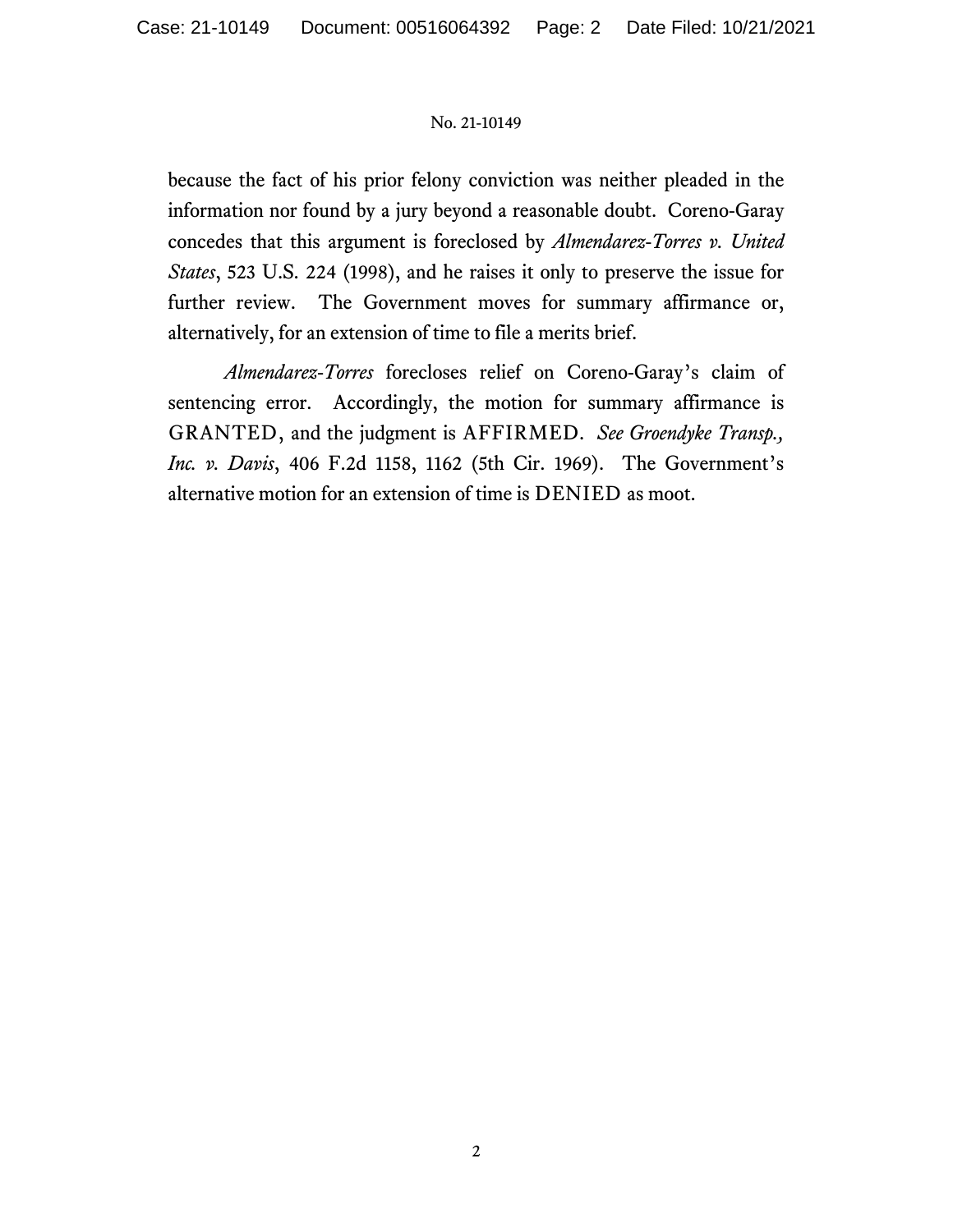because the fact of his prior felony conviction was neither pleaded in the information nor found by a jury beyond a reasonable doubt. Coreno-Garay concedes that this argument is foreclosed by *Almendarez-Torres v. United States*, 523 U.S. 224 (1998), and he raises it only to preserve the issue for further review. The Government moves for summary affirmance or, alternatively, for an extension of time to file a merits brief.

*Almendarez-Torres* forecloses relief on Coreno-Garay's claim of sentencing error. Accordingly, the motion for summary affirmance is GRANTED, and the judgment is AFFIRMED. *See Groendyke Transp., Inc. v. Davis*, 406 F.2d 1158, 1162 (5th Cir. 1969). The Government's alternative motion for an extension of time is DENIED as moot.